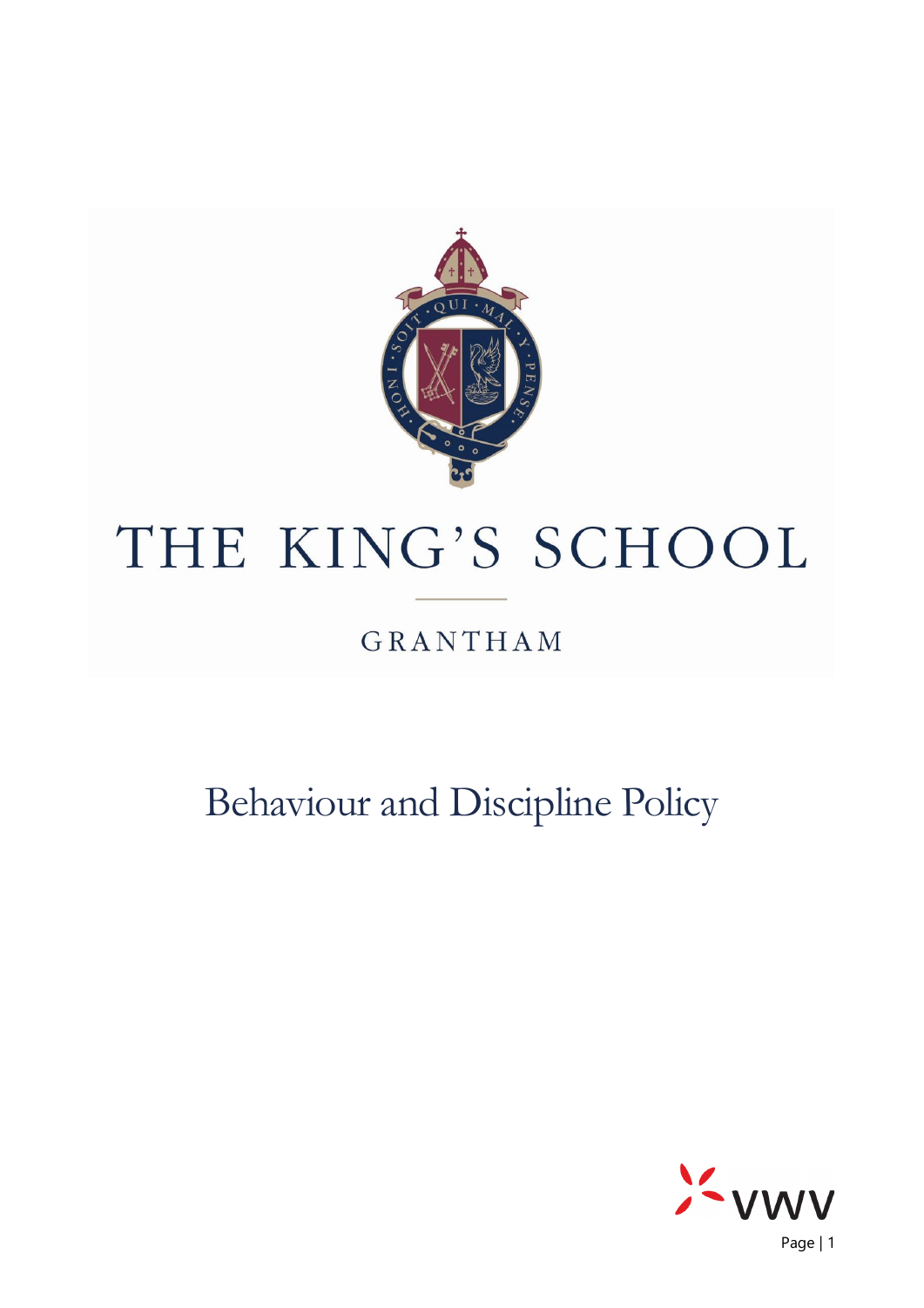# THE KING'S SCHOOL

GRANTHAM

# Behaviour and Discipline Policy

VWV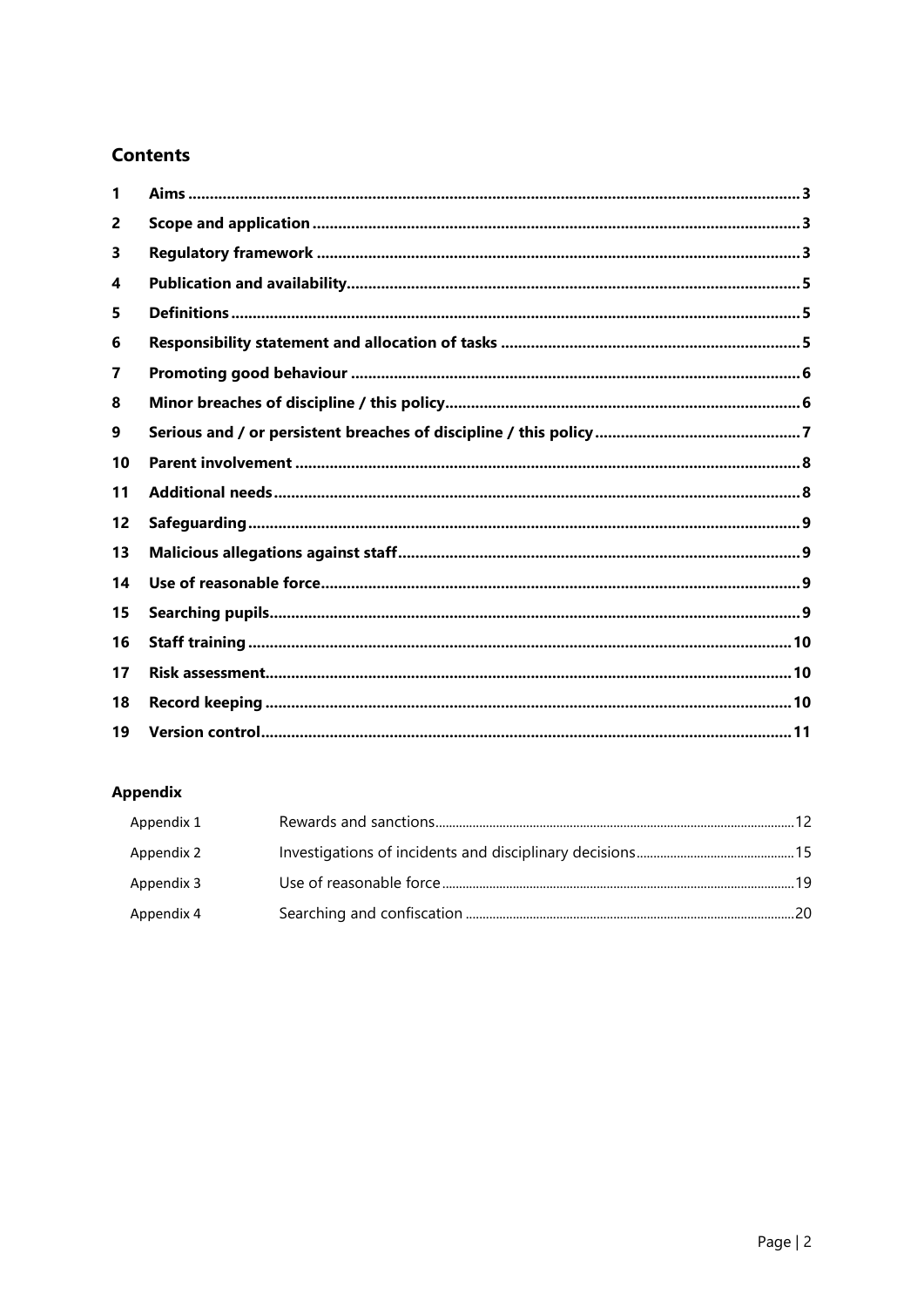## Contents

| | | |
|---|---|---|
| 1 | **Aims** | 3 |
| 2 | **Scope and application** | 3 |
| 3 | **Regulatory framework** | 3 |
| 4 | **Publication and availability** | 5 |
| 5 | **Definitions** | 5 |
| 6 | **Responsibility statement and allocation of tasks** | 5 |
| 7 | **Promoting good behaviour** | 6 |
| 8 | **Minor breaches of discipline / this policy** | 6 |
| 9 | **Serious and / or persistent breaches of discipline / this policy** | 7 |
| 10 | **Parent involvement** | 8 |
| 11 | **Additional needs** | 8 |
| 12 | **Safeguarding** | 9 |
| 13 | **Malicious allegations against staff** | 9 |
| 14 | **Use of reasonable force** | 9 |
| 15 | **Searching pupils** | 9 |
| 16 | **Staff training** | 10 |
| 17 | **Risk assessment** | 10 |
| 18 | **Record keeping** | 10 |
| 19 | **Version control** | 11 |

### Appendix

| | | |
|---|---|---|
| Appendix 1 | Rewards and sanctions | 12 |
| Appendix 2 | Investigations of incidents and disciplinary decisions | 15 |
| Appendix 3 | Use of reasonable force | 19 |
| Appendix 4 | Searching and confiscation | 20 |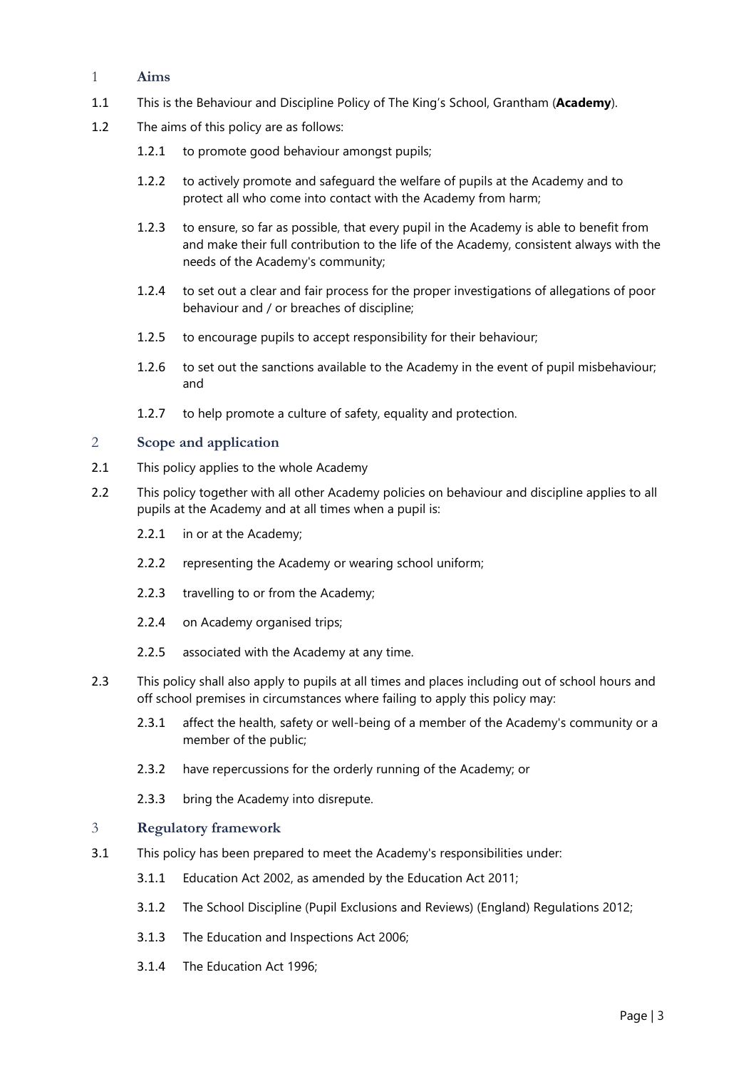## 1 Aims

1.1 This is the Behaviour and Discipline Policy of The King's School, Grantham (**Academy**).

1.2 The aims of this policy are as follows:

- 1.2.1 to promote good behaviour amongst pupils;
- 1.2.2 to actively promote and safeguard the welfare of pupils at the Academy and to protect all who come into contact with the Academy from harm;
- 1.2.3 to ensure, so far as possible, that every pupil in the Academy is able to benefit from and make their full contribution to the life of the Academy, consistent always with the needs of the Academy's community;
- 1.2.4 to set out a clear and fair process for the proper investigations of allegations of poor behaviour and / or breaches of discipline;
- 1.2.5 to encourage pupils to accept responsibility for their behaviour;
- 1.2.6 to set out the sanctions available to the Academy in the event of pupil misbehaviour; and
- 1.2.7 to help promote a culture of safety, equality and protection.

## 2 Scope and application

2.1 This policy applies to the whole Academy

2.2 This policy together with all other Academy policies on behaviour and discipline applies to all pupils at the Academy and at all times when a pupil is:

- 2.2.1 in or at the Academy;
- 2.2.2 representing the Academy or wearing school uniform;
- 2.2.3 travelling to or from the Academy;
- 2.2.4 on Academy organised trips;
- 2.2.5 associated with the Academy at any time.

2.3 This policy shall also apply to pupils at all times and places including out of school hours and off school premises in circumstances where failing to apply this policy may:

- 2.3.1 affect the health, safety or well-being of a member of the Academy's community or a member of the public;
- 2.3.2 have repercussions for the orderly running of the Academy; or
- 2.3.3 bring the Academy into disrepute.

## 3 Regulatory framework

3.1 This policy has been prepared to meet the Academy's responsibilities under:

- 3.1.1 Education Act 2002, as amended by the Education Act 2011;
- 3.1.2 The School Discipline (Pupil Exclusions and Reviews) (England) Regulations 2012;
- 3.1.3 The Education and Inspections Act 2006;
- 3.1.4 The Education Act 1996;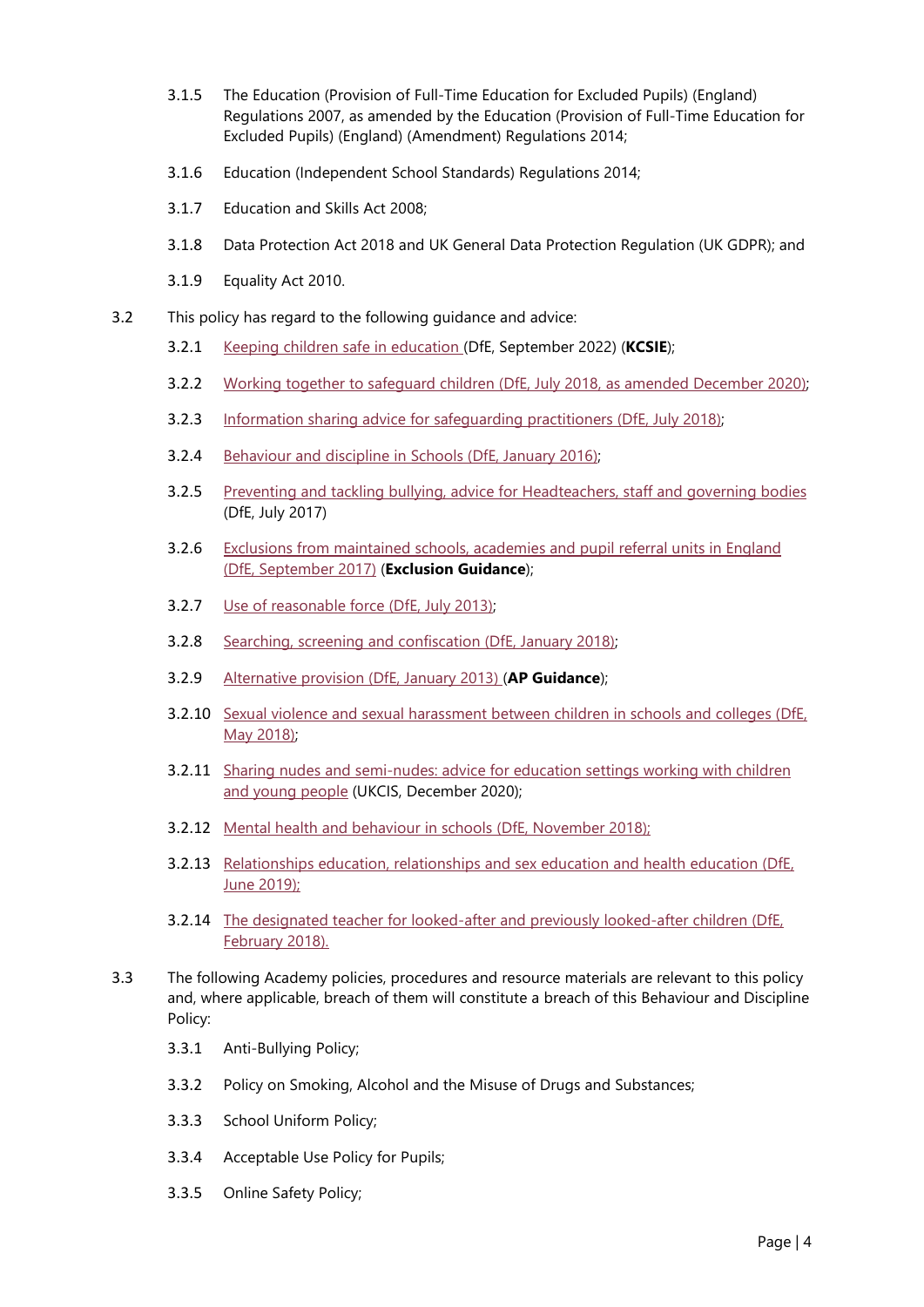3.1.5 The Education (Provision of Full-Time Education for Excluded Pupils) (England) Regulations 2007, as amended by the Education (Provision of Full-Time Education for Excluded Pupils) (England) (Amendment) Regulations 2014;

3.1.6 Education (Independent School Standards) Regulations 2014;

3.1.7 Education and Skills Act 2008;

3.1.8 Data Protection Act 2018 and UK General Data Protection Regulation (UK GDPR); and

3.1.9 Equality Act 2010.

3.2 This policy has regard to the following guidance and advice:

3.2.1 Keeping children safe in education (DfE, September 2022) (**KCSIE**);

3.2.2 Working together to safeguard children (DfE, July 2018, as amended December 2020);

3.2.3 Information sharing advice for safeguarding practitioners (DfE, July 2018);

3.2.4 Behaviour and discipline in Schools (DfE, January 2016);

3.2.5 Preventing and tackling bullying, advice for Headteachers, staff and governing bodies (DfE, July 2017)

3.2.6 Exclusions from maintained schools, academies and pupil referral units in England (DfE, September 2017) (**Exclusion Guidance**);

3.2.7 Use of reasonable force (DfE, July 2013);

3.2.8 Searching, screening and confiscation (DfE, January 2018);

3.2.9 Alternative provision (DfE, January 2013) (**AP Guidance**);

3.2.10 Sexual violence and sexual harassment between children in schools and colleges (DfE, May 2018);

3.2.11 Sharing nudes and semi-nudes: advice for education settings working with children and young people (UKCIS, December 2020);

3.2.12 Mental health and behaviour in schools (DfE, November 2018);

3.2.13 Relationships education, relationships and sex education and health education (DfE, June 2019);

3.2.14 The designated teacher for looked-after and previously looked-after children (DfE, February 2018).

3.3 The following Academy policies, procedures and resource materials are relevant to this policy and, where applicable, breach of them will constitute a breach of this Behaviour and Discipline Policy:

3.3.1 Anti-Bullying Policy;

3.3.2 Policy on Smoking, Alcohol and the Misuse of Drugs and Substances;

3.3.3 School Uniform Policy;

3.3.4 Acceptable Use Policy for Pupils;

3.3.5 Online Safety Policy;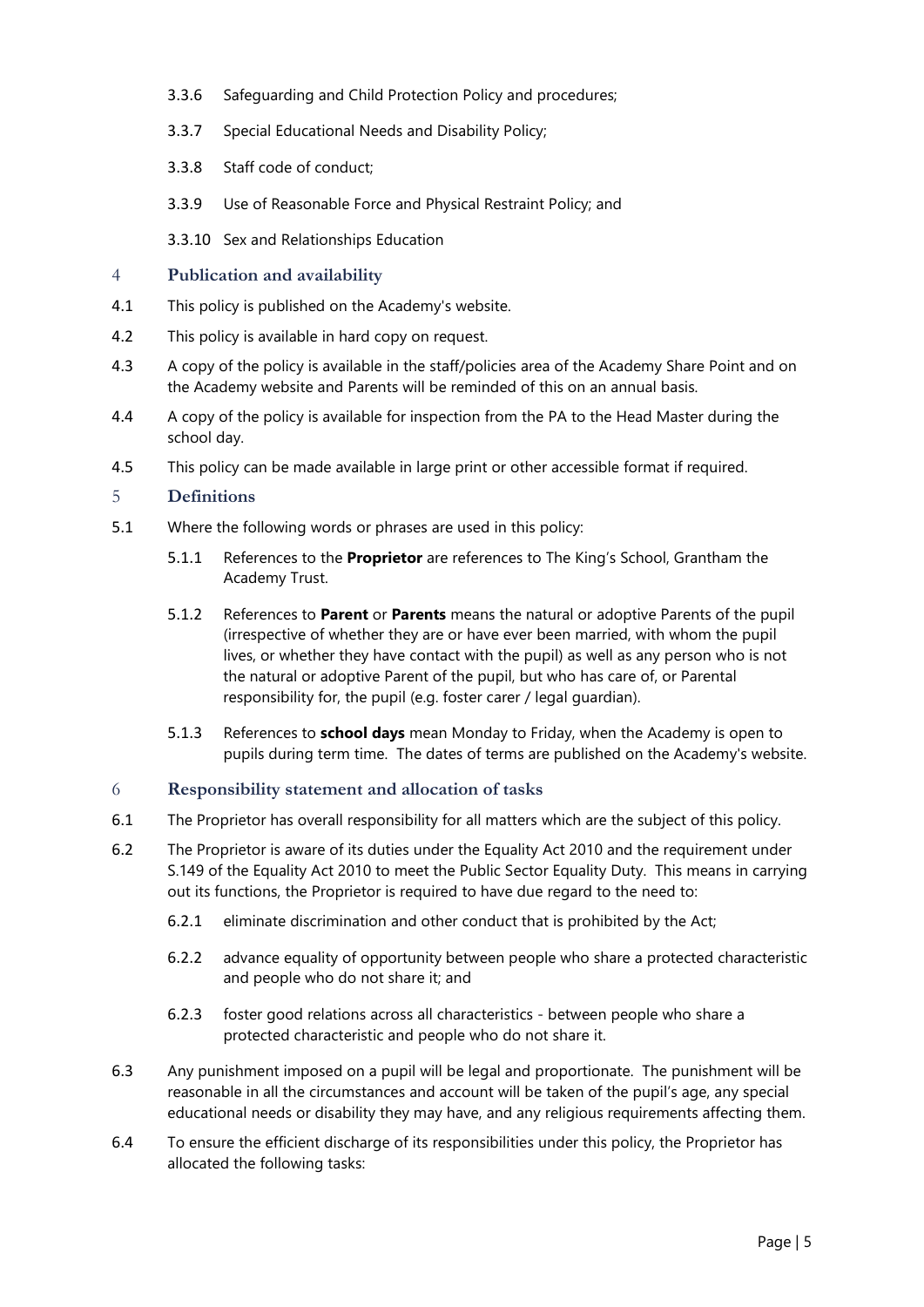3.3.6 Safeguarding and Child Protection Policy and procedures;

3.3.7 Special Educational Needs and Disability Policy;

3.3.8 Staff code of conduct;

3.3.9 Use of Reasonable Force and Physical Restraint Policy; and

3.3.10 Sex and Relationships Education

## 4 Publication and availability

4.1 This policy is published on the Academy's website.

4.2 This policy is available in hard copy on request.

4.3 A copy of the policy is available in the staff/policies area of the Academy Share Point and on the Academy website and Parents will be reminded of this on an annual basis.

4.4 A copy of the policy is available for inspection from the PA to the Head Master during the school day.

4.5 This policy can be made available in large print or other accessible format if required.

## 5 Definitions

5.1 Where the following words or phrases are used in this policy:

5.1.1 References to the **Proprietor** are references to The King's School, Grantham the Academy Trust.

5.1.2 References to **Parent** or **Parents** means the natural or adoptive Parents of the pupil (irrespective of whether they are or have ever been married, with whom the pupil lives, or whether they have contact with the pupil) as well as any person who is not the natural or adoptive Parent of the pupil, but who has care of, or Parental responsibility for, the pupil (e.g. foster carer / legal guardian).

5.1.3 References to **school days** mean Monday to Friday, when the Academy is open to pupils during term time. The dates of terms are published on the Academy's website.

## 6 Responsibility statement and allocation of tasks

6.1 The Proprietor has overall responsibility for all matters which are the subject of this policy.

6.2 The Proprietor is aware of its duties under the Equality Act 2010 and the requirement under S.149 of the Equality Act 2010 to meet the Public Sector Equality Duty. This means in carrying out its functions, the Proprietor is required to have due regard to the need to:

6.2.1 eliminate discrimination and other conduct that is prohibited by the Act;

6.2.2 advance equality of opportunity between people who share a protected characteristic and people who do not share it; and

6.2.3 foster good relations across all characteristics - between people who share a protected characteristic and people who do not share it.

6.3 Any punishment imposed on a pupil will be legal and proportionate. The punishment will be reasonable in all the circumstances and account will be taken of the pupil's age, any special educational needs or disability they may have, and any religious requirements affecting them.

6.4 To ensure the efficient discharge of its responsibilities under this policy, the Proprietor has allocated the following tasks: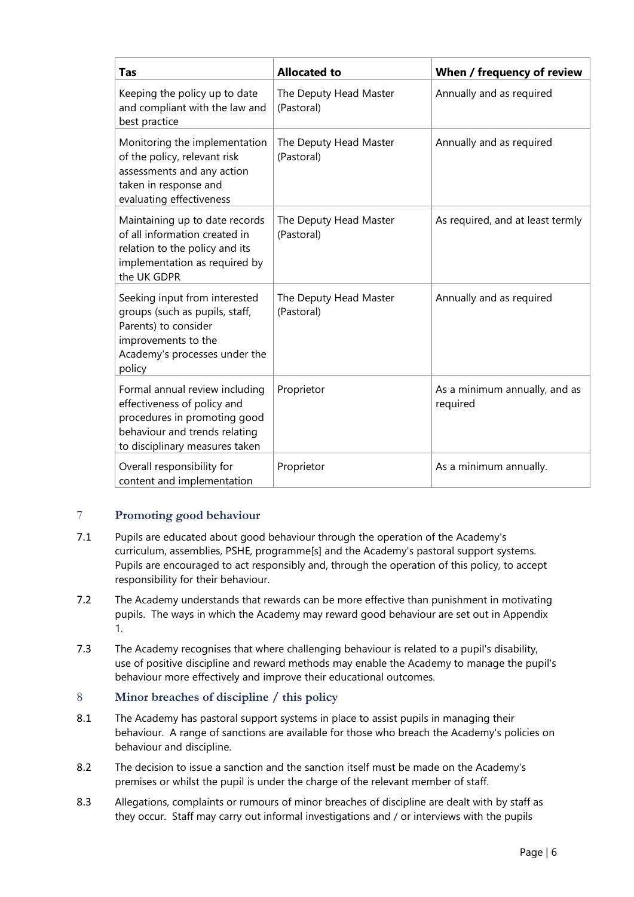| Tas | Allocated to | When / frequency of review |
|---|---|---|
| Keeping the policy up to date and compliant with the law and best practice | The Deputy Head Master (Pastoral) | Annually and as required |
| Monitoring the implementation of the policy, relevant risk assessments and any action taken in response and evaluating effectiveness | The Deputy Head Master (Pastoral) | Annually and as required |
| Maintaining up to date records of all information created in relation to the policy and its implementation as required by the UK GDPR | The Deputy Head Master (Pastoral) | As required, and at least termly |
| Seeking input from interested groups (such as pupils, staff, Parents) to consider improvements to the Academy's processes under the policy | The Deputy Head Master (Pastoral) | Annually and as required |
| Formal annual review including effectiveness of policy and procedures in promoting good behaviour and trends relating to disciplinary measures taken | Proprietor | As a minimum annually, and as required |
| Overall responsibility for content and implementation | Proprietor | As a minimum annually. |

## 7 Promoting good behaviour

7.1 Pupils are educated about good behaviour through the operation of the Academy's curriculum, assemblies, PSHE, programme[s] and the Academy's pastoral support systems. Pupils are encouraged to act responsibly and, through the operation of this policy, to accept responsibility for their behaviour.

7.2 The Academy understands that rewards can be more effective than punishment in motivating pupils. The ways in which the Academy may reward good behaviour are set out in Appendix 1.

7.3 The Academy recognises that where challenging behaviour is related to a pupil's disability, use of positive discipline and reward methods may enable the Academy to manage the pupil's behaviour more effectively and improve their educational outcomes.

## 8 Minor breaches of discipline / this policy

8.1 The Academy has pastoral support systems in place to assist pupils in managing their behaviour. A range of sanctions are available for those who breach the Academy's policies on behaviour and discipline.

8.2 The decision to issue a sanction and the sanction itself must be made on the Academy's premises or whilst the pupil is under the charge of the relevant member of staff.

8.3 Allegations, complaints or rumours of minor breaches of discipline are dealt with by staff as they occur. Staff may carry out informal investigations and / or interviews with the pupils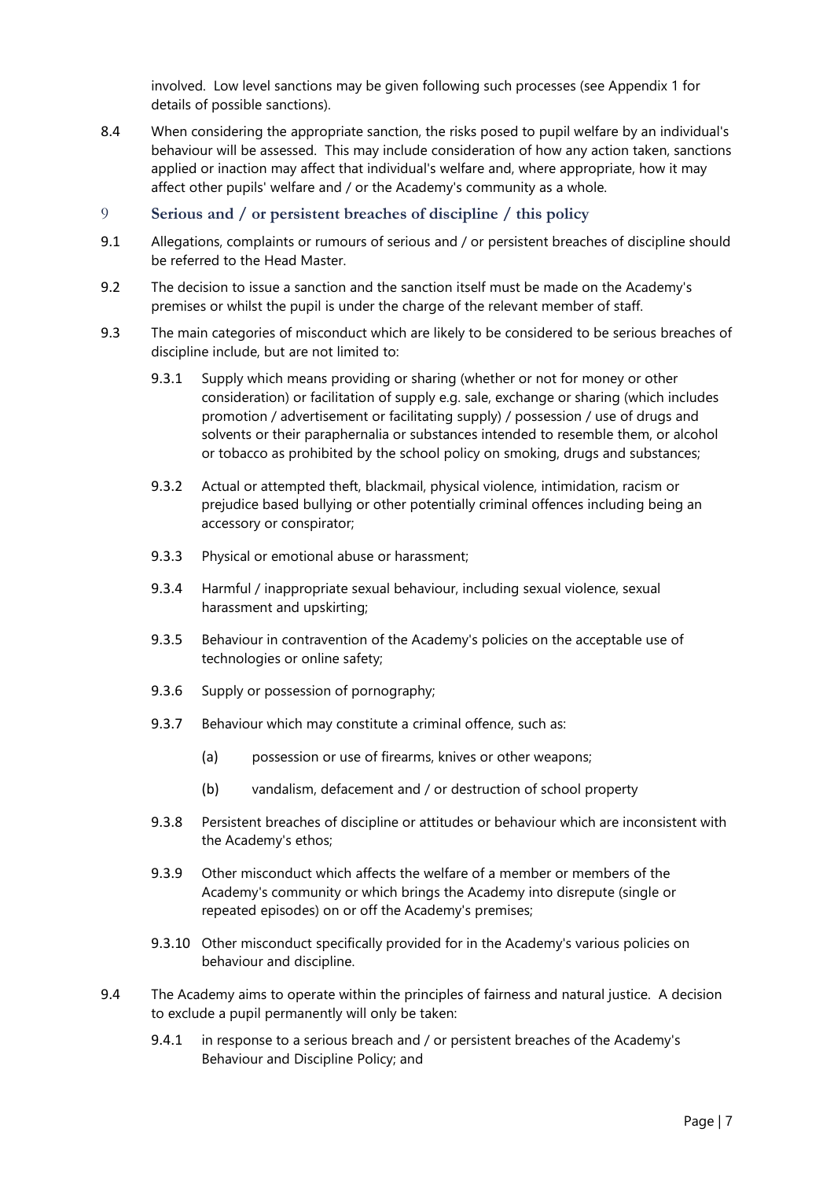involved. Low level sanctions may be given following such processes (see Appendix 1 for details of possible sanctions).

8.4 When considering the appropriate sanction, the risks posed to pupil welfare by an individual's behaviour will be assessed. This may include consideration of how any action taken, sanctions applied or inaction may affect that individual's welfare and, where appropriate, how it may affect other pupils' welfare and / or the Academy's community as a whole.

## 9 Serious and / or persistent breaches of discipline / this policy

9.1 Allegations, complaints or rumours of serious and / or persistent breaches of discipline should be referred to the Head Master.

9.2 The decision to issue a sanction and the sanction itself must be made on the Academy's premises or whilst the pupil is under the charge of the relevant member of staff.

9.3 The main categories of misconduct which are likely to be considered to be serious breaches of discipline include, but are not limited to:

9.3.1 Supply which means providing or sharing (whether or not for money or other consideration) or facilitation of supply e.g. sale, exchange or sharing (which includes promotion / advertisement or facilitating supply) / possession / use of drugs and solvents or their paraphernalia or substances intended to resemble them, or alcohol or tobacco as prohibited by the school policy on smoking, drugs and substances;

9.3.2 Actual or attempted theft, blackmail, physical violence, intimidation, racism or prejudice based bullying or other potentially criminal offences including being an accessory or conspirator;

9.3.3 Physical or emotional abuse or harassment;

9.3.4 Harmful / inappropriate sexual behaviour, including sexual violence, sexual harassment and upskirting;

9.3.5 Behaviour in contravention of the Academy's policies on the acceptable use of technologies or online safety;

9.3.6 Supply or possession of pornography;

9.3.7 Behaviour which may constitute a criminal offence, such as:

(a) possession or use of firearms, knives or other weapons;

(b) vandalism, defacement and / or destruction of school property

9.3.8 Persistent breaches of discipline or attitudes or behaviour which are inconsistent with the Academy's ethos;

9.3.9 Other misconduct which affects the welfare of a member or members of the Academy's community or which brings the Academy into disrepute (single or repeated episodes) on or off the Academy's premises;

9.3.10 Other misconduct specifically provided for in the Academy's various policies on behaviour and discipline.

9.4 The Academy aims to operate within the principles of fairness and natural justice. A decision to exclude a pupil permanently will only be taken:

9.4.1 in response to a serious breach and / or persistent breaches of the Academy's Behaviour and Discipline Policy; and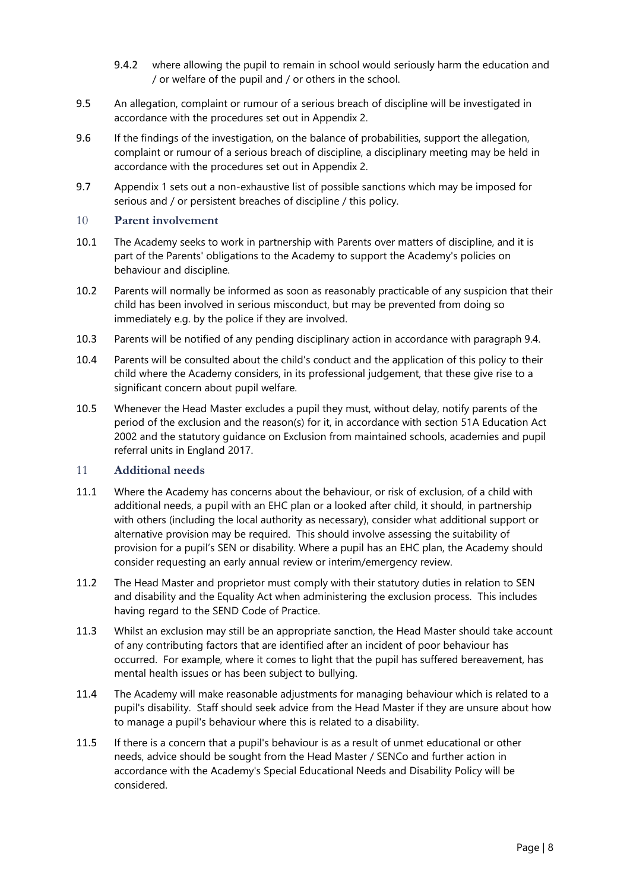9.4.2 where allowing the pupil to remain in school would seriously harm the education and / or welfare of the pupil and / or others in the school.

9.5 An allegation, complaint or rumour of a serious breach of discipline will be investigated in accordance with the procedures set out in Appendix 2.

9.6 If the findings of the investigation, on the balance of probabilities, support the allegation, complaint or rumour of a serious breach of discipline, a disciplinary meeting may be held in accordance with the procedures set out in Appendix 2.

9.7 Appendix 1 sets out a non-exhaustive list of possible sanctions which may be imposed for serious and / or persistent breaches of discipline / this policy.

## 10 Parent involvement

10.1 The Academy seeks to work in partnership with Parents over matters of discipline, and it is part of the Parents' obligations to the Academy to support the Academy's policies on behaviour and discipline.

10.2 Parents will normally be informed as soon as reasonably practicable of any suspicion that their child has been involved in serious misconduct, but may be prevented from doing so immediately e.g. by the police if they are involved.

10.3 Parents will be notified of any pending disciplinary action in accordance with paragraph 9.4.

10.4 Parents will be consulted about the child's conduct and the application of this policy to their child where the Academy considers, in its professional judgement, that these give rise to a significant concern about pupil welfare.

10.5 Whenever the Head Master excludes a pupil they must, without delay, notify parents of the period of the exclusion and the reason(s) for it, in accordance with section 51A Education Act 2002 and the statutory guidance on Exclusion from maintained schools, academies and pupil referral units in England 2017.

## 11 Additional needs

11.1 Where the Academy has concerns about the behaviour, or risk of exclusion, of a child with additional needs, a pupil with an EHC plan or a looked after child, it should, in partnership with others (including the local authority as necessary), consider what additional support or alternative provision may be required. This should involve assessing the suitability of provision for a pupil's SEN or disability. Where a pupil has an EHC plan, the Academy should consider requesting an early annual review or interim/emergency review.

11.2 The Head Master and proprietor must comply with their statutory duties in relation to SEN and disability and the Equality Act when administering the exclusion process. This includes having regard to the SEND Code of Practice.

11.3 Whilst an exclusion may still be an appropriate sanction, the Head Master should take account of any contributing factors that are identified after an incident of poor behaviour has occurred. For example, where it comes to light that the pupil has suffered bereavement, has mental health issues or has been subject to bullying.

11.4 The Academy will make reasonable adjustments for managing behaviour which is related to a pupil's disability. Staff should seek advice from the Head Master if they are unsure about how to manage a pupil's behaviour where this is related to a disability.

11.5 If there is a concern that a pupil's behaviour is as a result of unmet educational or other needs, advice should be sought from the Head Master / SENCo and further action in accordance with the Academy's Special Educational Needs and Disability Policy will be considered.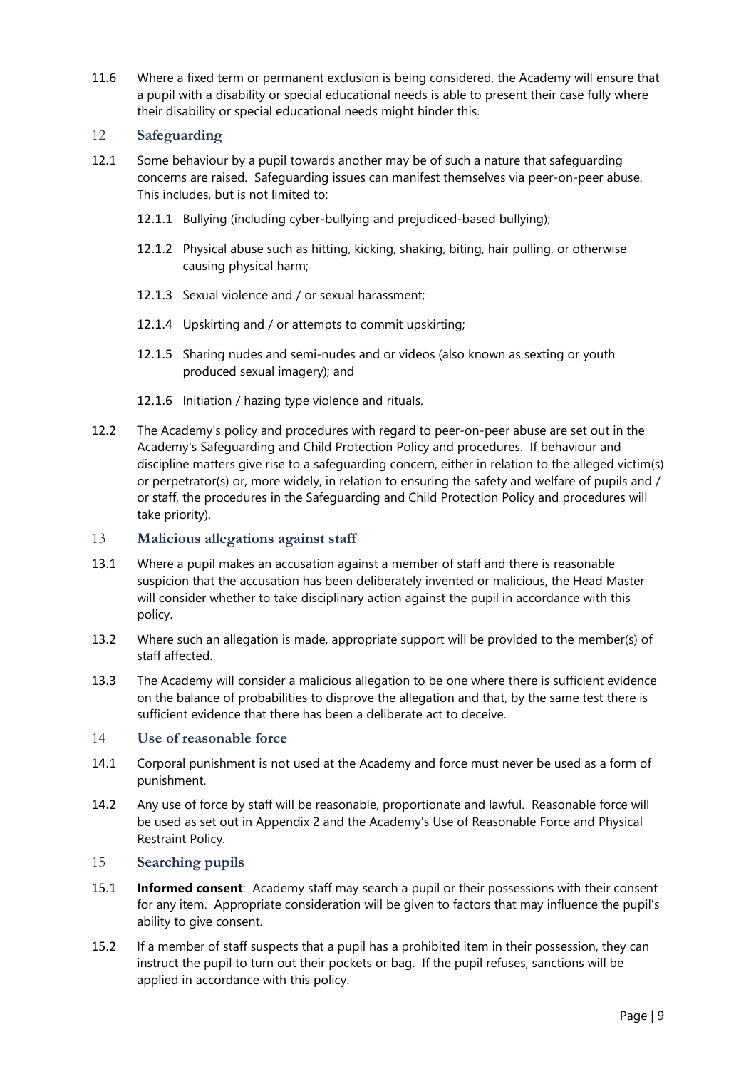11.6 Where a fixed term or permanent exclusion is being considered, the Academy will ensure that a pupil with a disability or special educational needs is able to present their case fully where their disability or special educational needs might hinder this.

## 12 Safeguarding

12.1 Some behaviour by a pupil towards another may be of such a nature that safeguarding concerns are raised. Safeguarding issues can manifest themselves via peer-on-peer abuse. This includes, but is not limited to:

- 12.1.1 Bullying (including cyber-bullying and prejudiced-based bullying);
- 12.1.2 Physical abuse such as hitting, kicking, shaking, biting, hair pulling, or otherwise causing physical harm;
- 12.1.3 Sexual violence and / or sexual harassment;
- 12.1.4 Upskirting and / or attempts to commit upskirting;
- 12.1.5 Sharing nudes and semi-nudes and or videos (also known as sexting or youth produced sexual imagery); and
- 12.1.6 Initiation / hazing type violence and rituals.

12.2 The Academy's policy and procedures with regard to peer-on-peer abuse are set out in the Academy's Safeguarding and Child Protection Policy and procedures. If behaviour and discipline matters give rise to a safeguarding concern, either in relation to the alleged victim(s) or perpetrator(s) or, more widely, in relation to ensuring the safety and welfare of pupils and / or staff, the procedures in the Safeguarding and Child Protection Policy and procedures will take priority).

## 13 Malicious allegations against staff

13.1 Where a pupil makes an accusation against a member of staff and there is reasonable suspicion that the accusation has been deliberately invented or malicious, the Head Master will consider whether to take disciplinary action against the pupil in accordance with this policy.

13.2 Where such an allegation is made, appropriate support will be provided to the member(s) of staff affected.

13.3 The Academy will consider a malicious allegation to be one where there is sufficient evidence on the balance of probabilities to disprove the allegation and that, by the same test there is sufficient evidence that there has been a deliberate act to deceive.

## 14 Use of reasonable force

14.1 Corporal punishment is not used at the Academy and force must never be used as a form of punishment.

14.2 Any use of force by staff will be reasonable, proportionate and lawful. Reasonable force will be used as set out in Appendix 2 and the Academy's Use of Reasonable Force and Physical Restraint Policy.

## 15 Searching pupils

15.1 **Informed consent**: Academy staff may search a pupil or their possessions with their consent for any item. Appropriate consideration will be given to factors that may influence the pupil's ability to give consent.

15.2 If a member of staff suspects that a pupil has a prohibited item in their possession, they can instruct the pupil to turn out their pockets or bag. If the pupil refuses, sanctions will be applied in accordance with this policy.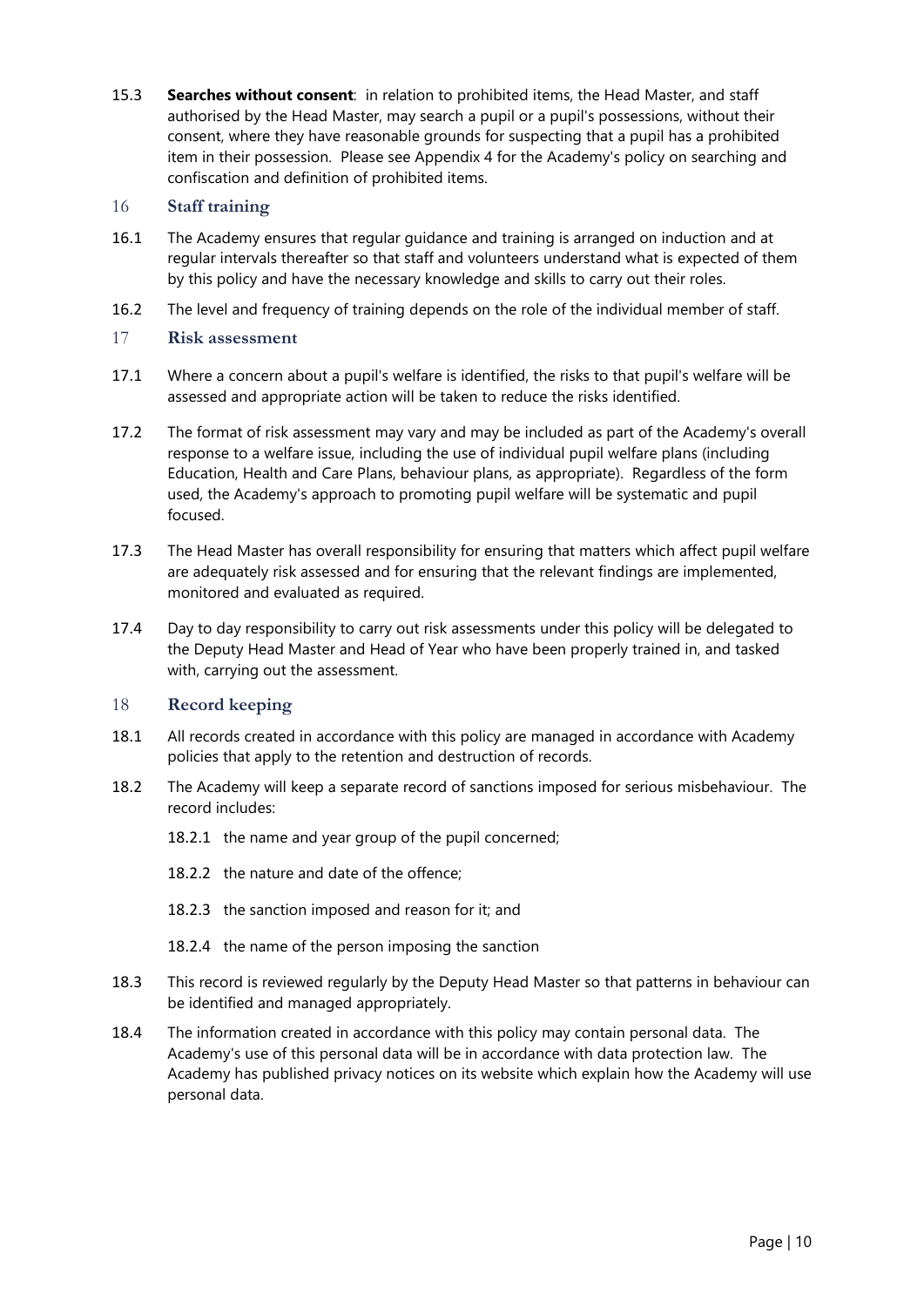15.3 **Searches without consent**: in relation to prohibited items, the Head Master, and staff authorised by the Head Master, may search a pupil or a pupil's possessions, without their consent, where they have reasonable grounds for suspecting that a pupil has a prohibited item in their possession. Please see Appendix 4 for the Academy's policy on searching and confiscation and definition of prohibited items.

## 16 Staff training

16.1 The Academy ensures that regular guidance and training is arranged on induction and at regular intervals thereafter so that staff and volunteers understand what is expected of them by this policy and have the necessary knowledge and skills to carry out their roles.

16.2 The level and frequency of training depends on the role of the individual member of staff.

## 17 Risk assessment

17.1 Where a concern about a pupil's welfare is identified, the risks to that pupil's welfare will be assessed and appropriate action will be taken to reduce the risks identified.

17.2 The format of risk assessment may vary and may be included as part of the Academy's overall response to a welfare issue, including the use of individual pupil welfare plans (including Education, Health and Care Plans, behaviour plans, as appropriate). Regardless of the form used, the Academy's approach to promoting pupil welfare will be systematic and pupil focused.

17.3 The Head Master has overall responsibility for ensuring that matters which affect pupil welfare are adequately risk assessed and for ensuring that the relevant findings are implemented, monitored and evaluated as required.

17.4 Day to day responsibility to carry out risk assessments under this policy will be delegated to the Deputy Head Master and Head of Year who have been properly trained in, and tasked with, carrying out the assessment.

## 18 Record keeping

18.1 All records created in accordance with this policy are managed in accordance with Academy policies that apply to the retention and destruction of records.

18.2 The Academy will keep a separate record of sanctions imposed for serious misbehaviour. The record includes:

18.2.1 the name and year group of the pupil concerned;

18.2.2 the nature and date of the offence;

18.2.3 the sanction imposed and reason for it; and

18.2.4 the name of the person imposing the sanction

18.3 This record is reviewed regularly by the Deputy Head Master so that patterns in behaviour can be identified and managed appropriately.

18.4 The information created in accordance with this policy may contain personal data. The Academy's use of this personal data will be in accordance with data protection law. The Academy has published privacy notices on its website which explain how the Academy will use personal data.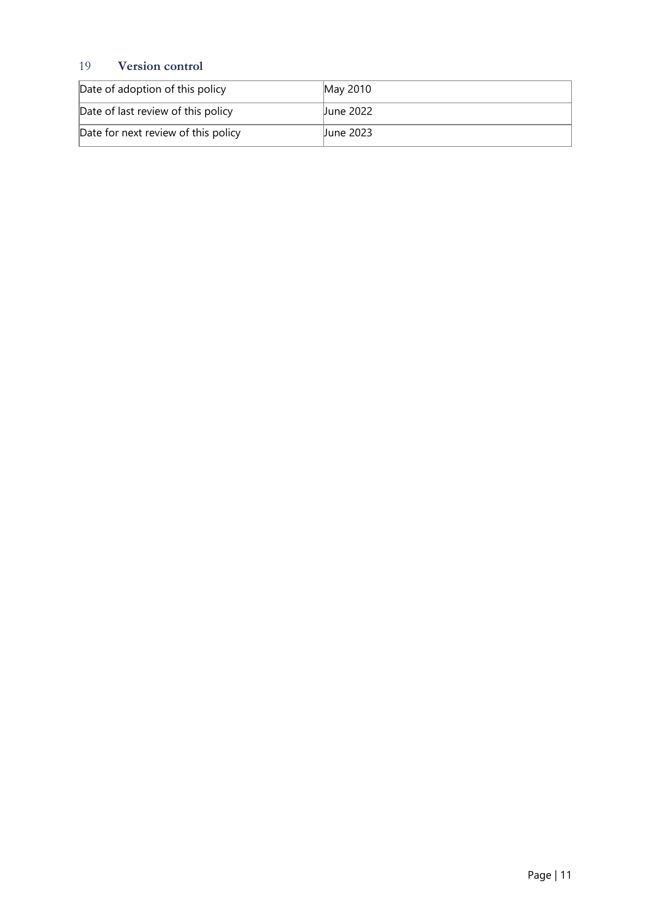## 19 Version control

| Date of adoption of this policy | May 2010 |
|---|---|
| Date of last review of this policy | June 2022 |
| Date for next review of this policy | June 2023 |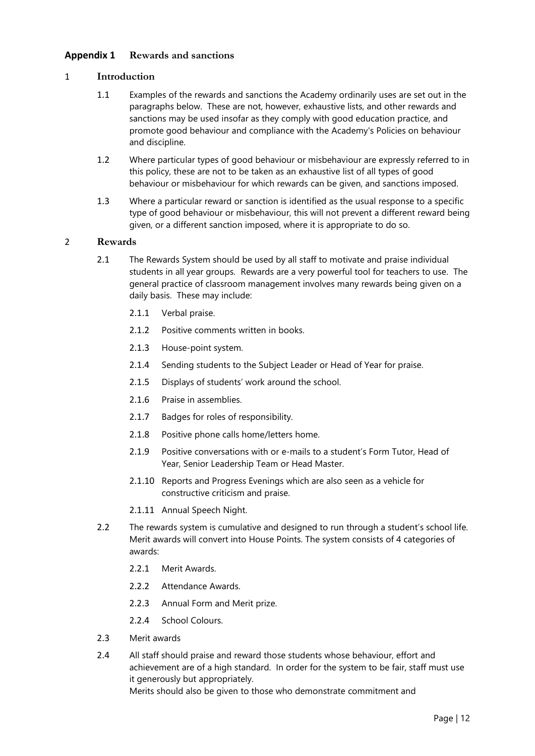## Appendix 1 Rewards and sanctions

### 1 Introduction

1.1 Examples of the rewards and sanctions the Academy ordinarily uses are set out in the paragraphs below. These are not, however, exhaustive lists, and other rewards and sanctions may be used insofar as they comply with good education practice, and promote good behaviour and compliance with the Academy's Policies on behaviour and discipline.

1.2 Where particular types of good behaviour or misbehaviour are expressly referred to in this policy, these are not to be taken as an exhaustive list of all types of good behaviour or misbehaviour for which rewards can be given, and sanctions imposed.

1.3 Where a particular reward or sanction is identified as the usual response to a specific type of good behaviour or misbehaviour, this will not prevent a different reward being given, or a different sanction imposed, where it is appropriate to do so.

### 2 Rewards

2.1 The Rewards System should be used by all staff to motivate and praise individual students in all year groups. Rewards are a very powerful tool for teachers to use. The general practice of classroom management involves many rewards being given on a daily basis. These may include:

- 2.1.1 Verbal praise.
- 2.1.2 Positive comments written in books.
- 2.1.3 House-point system.
- 2.1.4 Sending students to the Subject Leader or Head of Year for praise.
- 2.1.5 Displays of students' work around the school.
- 2.1.6 Praise in assemblies.
- 2.1.7 Badges for roles of responsibility.
- 2.1.8 Positive phone calls home/letters home.
- 2.1.9 Positive conversations with or e-mails to a student's Form Tutor, Head of Year, Senior Leadership Team or Head Master.
- 2.1.10 Reports and Progress Evenings which are also seen as a vehicle for constructive criticism and praise.
- 2.1.11 Annual Speech Night.

2.2 The rewards system is cumulative and designed to run through a student's school life. Merit awards will convert into House Points. The system consists of 4 categories of awards:

- 2.2.1 Merit Awards.
- 2.2.2 Attendance Awards.
- 2.2.3 Annual Form and Merit prize.
- 2.2.4 School Colours.

2.3 Merit awards

2.4 All staff should praise and reward those students whose behaviour, effort and achievement are of a high standard. In order for the system to be fair, staff must use it generously but appropriately.
Merits should also be given to those who demonstrate commitment and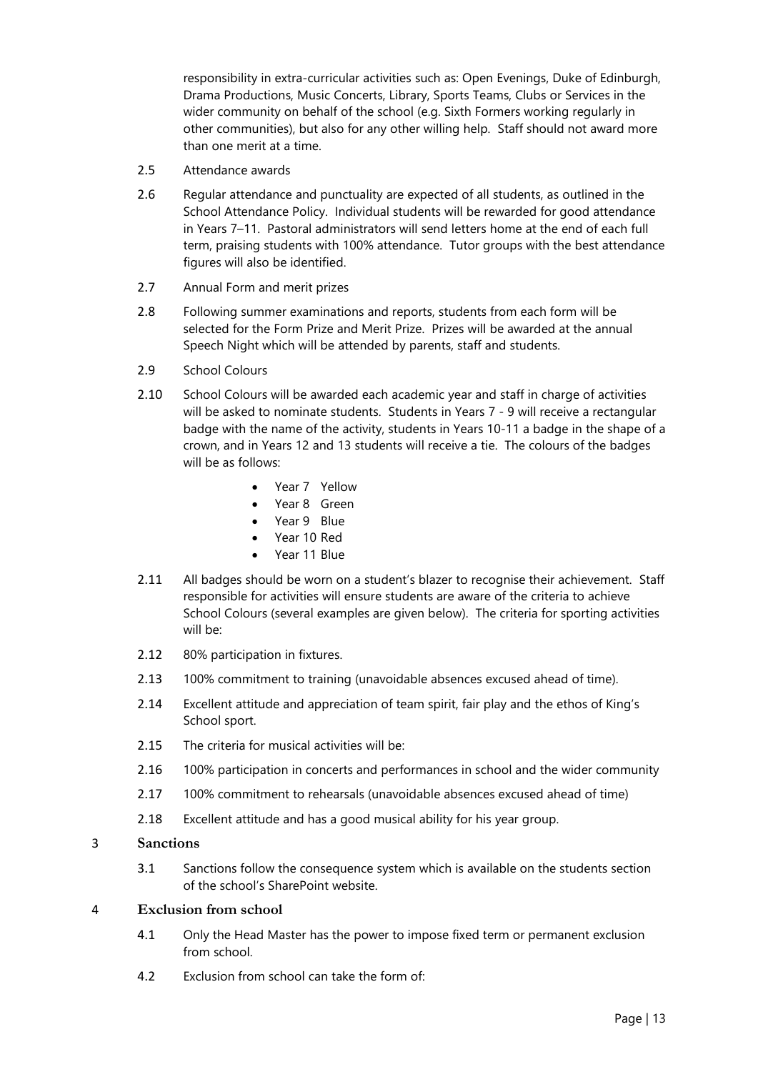responsibility in extra-curricular activities such as: Open Evenings, Duke of Edinburgh, Drama Productions, Music Concerts, Library, Sports Teams, Clubs or Services in the wider community on behalf of the school (e.g. Sixth Formers working regularly in other communities), but also for any other willing help. Staff should not award more than one merit at a time.

2.5 Attendance awards

2.6 Regular attendance and punctuality are expected of all students, as outlined in the School Attendance Policy. Individual students will be rewarded for good attendance in Years 7–11. Pastoral administrators will send letters home at the end of each full term, praising students with 100% attendance. Tutor groups with the best attendance figures will also be identified.

2.7 Annual Form and merit prizes

2.8 Following summer examinations and reports, students from each form will be selected for the Form Prize and Merit Prize. Prizes will be awarded at the annual Speech Night which will be attended by parents, staff and students.

2.9 School Colours

2.10 School Colours will be awarded each academic year and staff in charge of activities will be asked to nominate students. Students in Years 7 - 9 will receive a rectangular badge with the name of the activity, students in Years 10-11 a badge in the shape of a crown, and in Years 12 and 13 students will receive a tie. The colours of the badges will be as follows:

- Year 7 Yellow
- Year 8 Green
- Year 9 Blue
- Year 10 Red
- Year 11 Blue

2.11 All badges should be worn on a student's blazer to recognise their achievement. Staff responsible for activities will ensure students are aware of the criteria to achieve School Colours (several examples are given below). The criteria for sporting activities will be:

2.12 80% participation in fixtures.

2.13 100% commitment to training (unavoidable absences excused ahead of time).

2.14 Excellent attitude and appreciation of team spirit, fair play and the ethos of King's School sport.

2.15 The criteria for musical activities will be:

2.16 100% participation in concerts and performances in school and the wider community

2.17 100% commitment to rehearsals (unavoidable absences excused ahead of time)

2.18 Excellent attitude and has a good musical ability for his year group.

## 3 Sanctions

3.1 Sanctions follow the consequence system which is available on the students section of the school's SharePoint website.

## 4 Exclusion from school

4.1 Only the Head Master has the power to impose fixed term or permanent exclusion from school.

4.2 Exclusion from school can take the form of: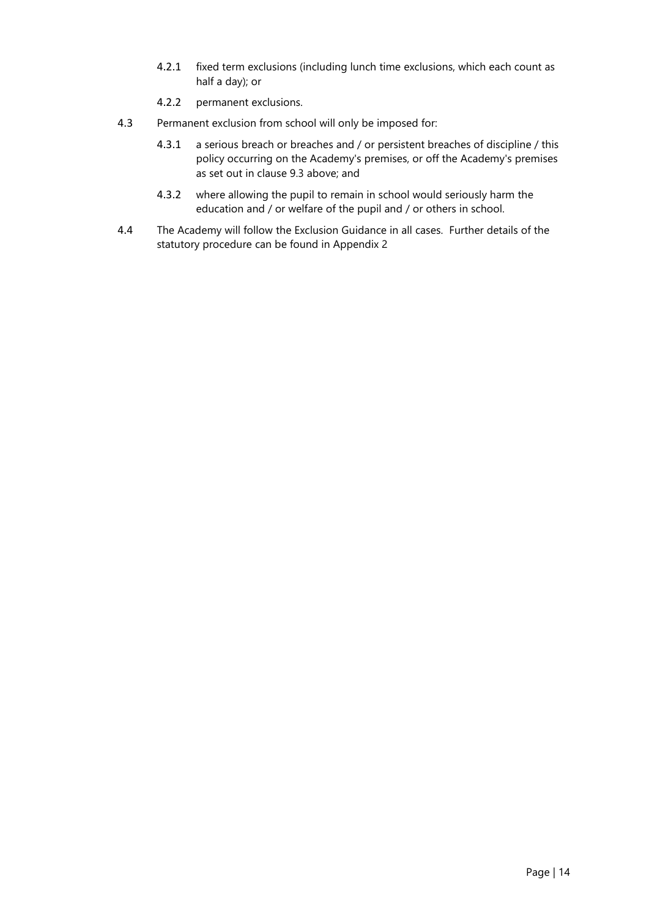4.2.1 fixed term exclusions (including lunch time exclusions, which each count as half a day); or

4.2.2 permanent exclusions.

4.3 Permanent exclusion from school will only be imposed for:

4.3.1 a serious breach or breaches and / or persistent breaches of discipline / this policy occurring on the Academy's premises, or off the Academy's premises as set out in clause 9.3 above; and

4.3.2 where allowing the pupil to remain in school would seriously harm the education and / or welfare of the pupil and / or others in school.

4.4 The Academy will follow the Exclusion Guidance in all cases. Further details of the statutory procedure can be found in Appendix 2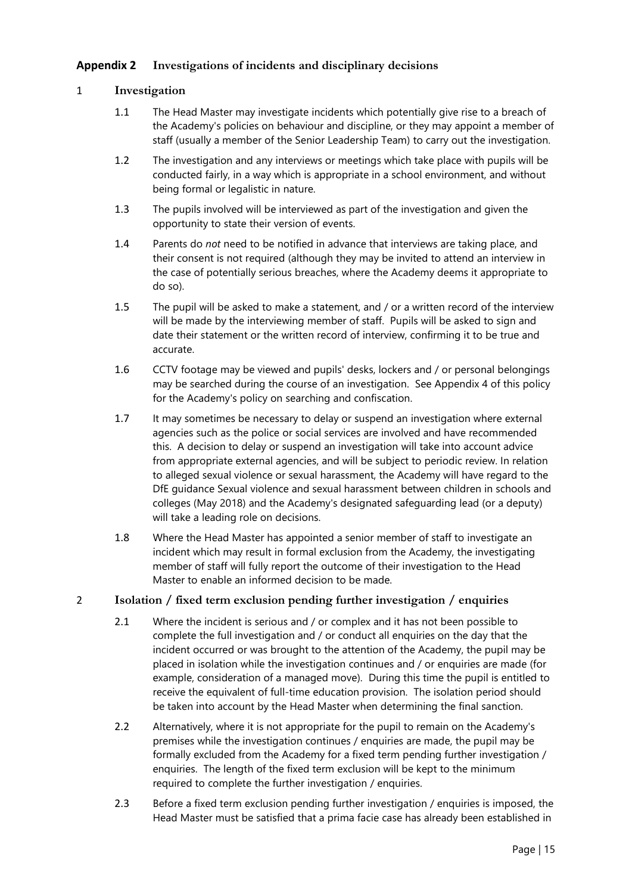## Appendix 2 Investigations of incidents and disciplinary decisions

### 1 Investigation

1.1 The Head Master may investigate incidents which potentially give rise to a breach of the Academy's policies on behaviour and discipline, or they may appoint a member of staff (usually a member of the Senior Leadership Team) to carry out the investigation.

1.2 The investigation and any interviews or meetings which take place with pupils will be conducted fairly, in a way which is appropriate in a school environment, and without being formal or legalistic in nature.

1.3 The pupils involved will be interviewed as part of the investigation and given the opportunity to state their version of events.

1.4 Parents do *not* need to be notified in advance that interviews are taking place, and their consent is not required (although they may be invited to attend an interview in the case of potentially serious breaches, where the Academy deems it appropriate to do so).

1.5 The pupil will be asked to make a statement, and / or a written record of the interview will be made by the interviewing member of staff. Pupils will be asked to sign and date their statement or the written record of interview, confirming it to be true and accurate.

1.6 CCTV footage may be viewed and pupils' desks, lockers and / or personal belongings may be searched during the course of an investigation. See Appendix 4 of this policy for the Academy's policy on searching and confiscation.

1.7 It may sometimes be necessary to delay or suspend an investigation where external agencies such as the police or social services are involved and have recommended this. A decision to delay or suspend an investigation will take into account advice from appropriate external agencies, and will be subject to periodic review. In relation to alleged sexual violence or sexual harassment, the Academy will have regard to the DfE guidance Sexual violence and sexual harassment between children in schools and colleges (May 2018) and the Academy's designated safeguarding lead (or a deputy) will take a leading role on decisions.

1.8 Where the Head Master has appointed a senior member of staff to investigate an incident which may result in formal exclusion from the Academy, the investigating member of staff will fully report the outcome of their investigation to the Head Master to enable an informed decision to be made.

### 2 Isolation / fixed term exclusion pending further investigation / enquiries

2.1 Where the incident is serious and / or complex and it has not been possible to complete the full investigation and / or conduct all enquiries on the day that the incident occurred or was brought to the attention of the Academy, the pupil may be placed in isolation while the investigation continues and / or enquiries are made (for example, consideration of a managed move). During this time the pupil is entitled to receive the equivalent of full-time education provision. The isolation period should be taken into account by the Head Master when determining the final sanction.

2.2 Alternatively, where it is not appropriate for the pupil to remain on the Academy's premises while the investigation continues / enquiries are made, the pupil may be formally excluded from the Academy for a fixed term pending further investigation / enquiries. The length of the fixed term exclusion will be kept to the minimum required to complete the further investigation / enquiries.

2.3 Before a fixed term exclusion pending further investigation / enquiries is imposed, the Head Master must be satisfied that a prima facie case has already been established in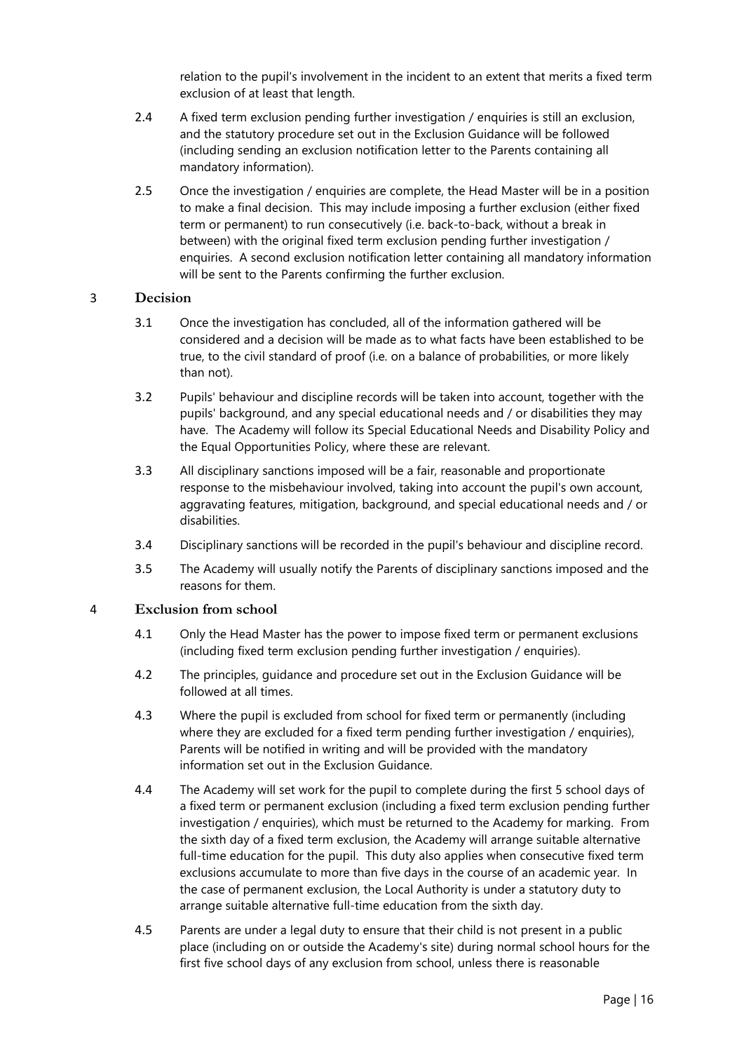relation to the pupil's involvement in the incident to an extent that merits a fixed term exclusion of at least that length.

2.4 A fixed term exclusion pending further investigation / enquiries is still an exclusion, and the statutory procedure set out in the Exclusion Guidance will be followed (including sending an exclusion notification letter to the Parents containing all mandatory information).

2.5 Once the investigation / enquiries are complete, the Head Master will be in a position to make a final decision. This may include imposing a further exclusion (either fixed term or permanent) to run consecutively (i.e. back-to-back, without a break in between) with the original fixed term exclusion pending further investigation / enquiries. A second exclusion notification letter containing all mandatory information will be sent to the Parents confirming the further exclusion.

## 3 Decision

3.1 Once the investigation has concluded, all of the information gathered will be considered and a decision will be made as to what facts have been established to be true, to the civil standard of proof (i.e. on a balance of probabilities, or more likely than not).

3.2 Pupils' behaviour and discipline records will be taken into account, together with the pupils' background, and any special educational needs and / or disabilities they may have. The Academy will follow its Special Educational Needs and Disability Policy and the Equal Opportunities Policy, where these are relevant.

3.3 All disciplinary sanctions imposed will be a fair, reasonable and proportionate response to the misbehaviour involved, taking into account the pupil's own account, aggravating features, mitigation, background, and special educational needs and / or disabilities.

3.4 Disciplinary sanctions will be recorded in the pupil's behaviour and discipline record.

3.5 The Academy will usually notify the Parents of disciplinary sanctions imposed and the reasons for them.

## 4 Exclusion from school

4.1 Only the Head Master has the power to impose fixed term or permanent exclusions (including fixed term exclusion pending further investigation / enquiries).

4.2 The principles, guidance and procedure set out in the Exclusion Guidance will be followed at all times.

4.3 Where the pupil is excluded from school for fixed term or permanently (including where they are excluded for a fixed term pending further investigation / enquiries), Parents will be notified in writing and will be provided with the mandatory information set out in the Exclusion Guidance.

4.4 The Academy will set work for the pupil to complete during the first 5 school days of a fixed term or permanent exclusion (including a fixed term exclusion pending further investigation / enquiries), which must be returned to the Academy for marking. From the sixth day of a fixed term exclusion, the Academy will arrange suitable alternative full-time education for the pupil. This duty also applies when consecutive fixed term exclusions accumulate to more than five days in the course of an academic year. In the case of permanent exclusion, the Local Authority is under a statutory duty to arrange suitable alternative full-time education from the sixth day.

4.5 Parents are under a legal duty to ensure that their child is not present in a public place (including on or outside the Academy's site) during normal school hours for the first five school days of any exclusion from school, unless there is reasonable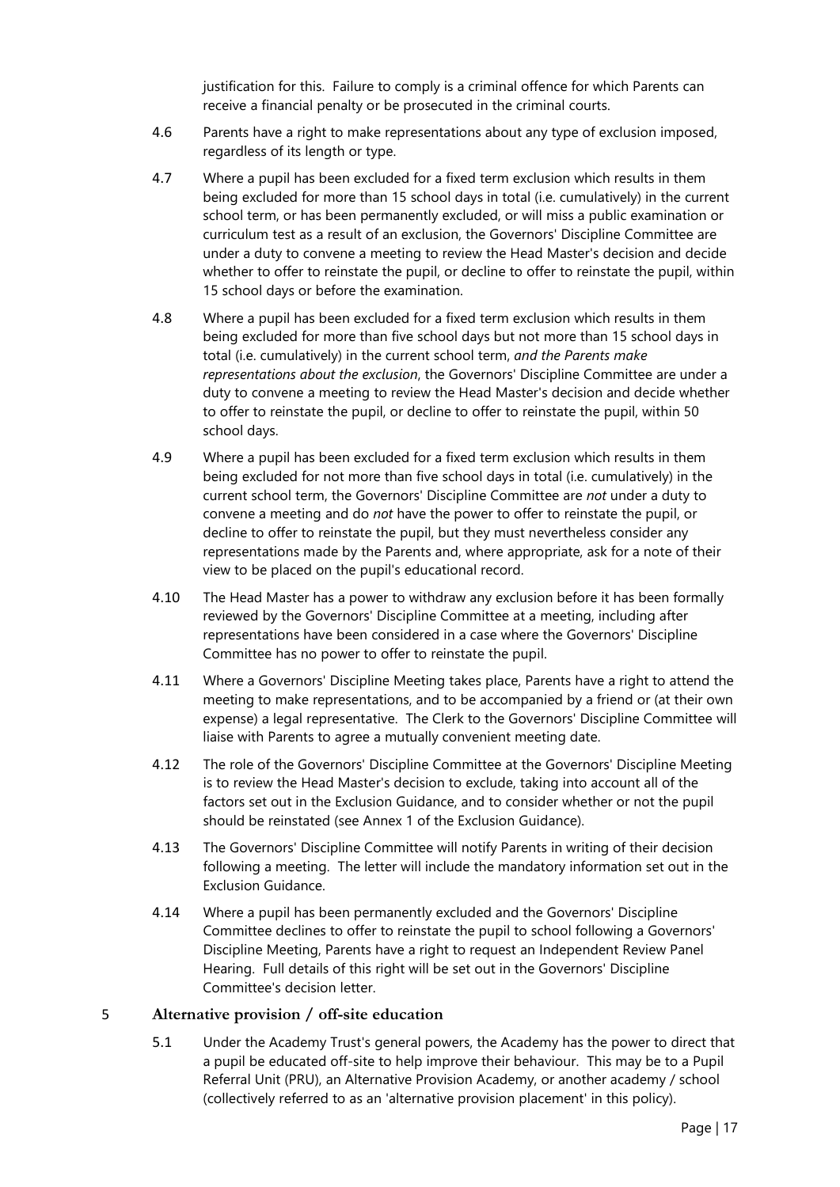justification for this. Failure to comply is a criminal offence for which Parents can receive a financial penalty or be prosecuted in the criminal courts.

4.6 Parents have a right to make representations about any type of exclusion imposed, regardless of its length or type.

4.7 Where a pupil has been excluded for a fixed term exclusion which results in them being excluded for more than 15 school days in total (i.e. cumulatively) in the current school term, or has been permanently excluded, or will miss a public examination or curriculum test as a result of an exclusion, the Governors' Discipline Committee are under a duty to convene a meeting to review the Head Master's decision and decide whether to offer to reinstate the pupil, or decline to offer to reinstate the pupil, within 15 school days or before the examination.

4.8 Where a pupil has been excluded for a fixed term exclusion which results in them being excluded for more than five school days but not more than 15 school days in total (i.e. cumulatively) in the current school term, *and the Parents make representations about the exclusion*, the Governors' Discipline Committee are under a duty to convene a meeting to review the Head Master's decision and decide whether to offer to reinstate the pupil, or decline to offer to reinstate the pupil, within 50 school days.

4.9 Where a pupil has been excluded for a fixed term exclusion which results in them being excluded for not more than five school days in total (i.e. cumulatively) in the current school term, the Governors' Discipline Committee are *not* under a duty to convene a meeting and do *not* have the power to offer to reinstate the pupil, or decline to offer to reinstate the pupil, but they must nevertheless consider any representations made by the Parents and, where appropriate, ask for a note of their view to be placed on the pupil's educational record.

4.10 The Head Master has a power to withdraw any exclusion before it has been formally reviewed by the Governors' Discipline Committee at a meeting, including after representations have been considered in a case where the Governors' Discipline Committee has no power to offer to reinstate the pupil.

4.11 Where a Governors' Discipline Meeting takes place, Parents have a right to attend the meeting to make representations, and to be accompanied by a friend or (at their own expense) a legal representative. The Clerk to the Governors' Discipline Committee will liaise with Parents to agree a mutually convenient meeting date.

4.12 The role of the Governors' Discipline Committee at the Governors' Discipline Meeting is to review the Head Master's decision to exclude, taking into account all of the factors set out in the Exclusion Guidance, and to consider whether or not the pupil should be reinstated (see Annex 1 of the Exclusion Guidance).

4.13 The Governors' Discipline Committee will notify Parents in writing of their decision following a meeting. The letter will include the mandatory information set out in the Exclusion Guidance.

4.14 Where a pupil has been permanently excluded and the Governors' Discipline Committee declines to offer to reinstate the pupil to school following a Governors' Discipline Meeting, Parents have a right to request an Independent Review Panel Hearing. Full details of this right will be set out in the Governors' Discipline Committee's decision letter.

## 5 Alternative provision / off-site education

5.1 Under the Academy Trust's general powers, the Academy has the power to direct that a pupil be educated off-site to help improve their behaviour. This may be to a Pupil Referral Unit (PRU), an Alternative Provision Academy, or another academy / school (collectively referred to as an 'alternative provision placement' in this policy).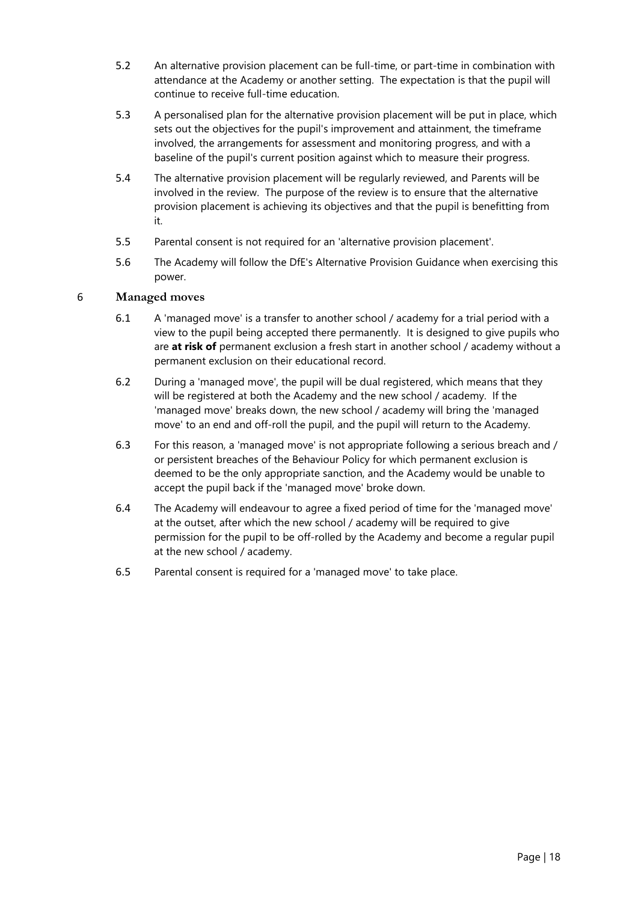5.2 An alternative provision placement can be full-time, or part-time in combination with attendance at the Academy or another setting. The expectation is that the pupil will continue to receive full-time education.

5.3 A personalised plan for the alternative provision placement will be put in place, which sets out the objectives for the pupil's improvement and attainment, the timeframe involved, the arrangements for assessment and monitoring progress, and with a baseline of the pupil's current position against which to measure their progress.

5.4 The alternative provision placement will be regularly reviewed, and Parents will be involved in the review. The purpose of the review is to ensure that the alternative provision placement is achieving its objectives and that the pupil is benefitting from it.

5.5 Parental consent is not required for an 'alternative provision placement'.

5.6 The Academy will follow the DfE's Alternative Provision Guidance when exercising this power.

## 6 Managed moves

6.1 A 'managed move' is a transfer to another school / academy for a trial period with a view to the pupil being accepted there permanently. It is designed to give pupils who are **at risk of** permanent exclusion a fresh start in another school / academy without a permanent exclusion on their educational record.

6.2 During a 'managed move', the pupil will be dual registered, which means that they will be registered at both the Academy and the new school / academy. If the 'managed move' breaks down, the new school / academy will bring the 'managed move' to an end and off-roll the pupil, and the pupil will return to the Academy.

6.3 For this reason, a 'managed move' is not appropriate following a serious breach and / or persistent breaches of the Behaviour Policy for which permanent exclusion is deemed to be the only appropriate sanction, and the Academy would be unable to accept the pupil back if the 'managed move' broke down.

6.4 The Academy will endeavour to agree a fixed period of time for the 'managed move' at the outset, after which the new school / academy will be required to give permission for the pupil to be off-rolled by the Academy and become a regular pupil at the new school / academy.

6.5 Parental consent is required for a 'managed move' to take place.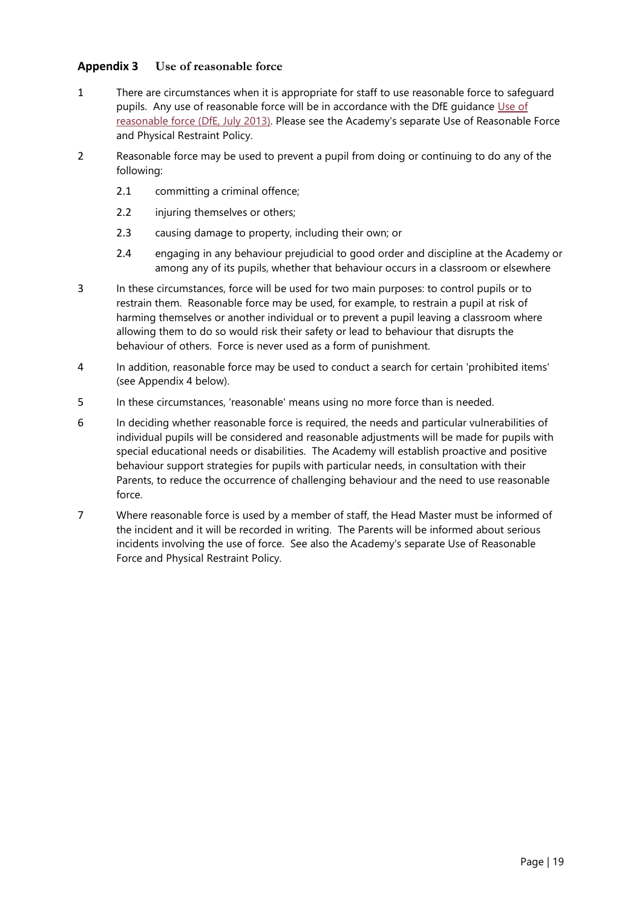## Appendix 3 Use of reasonable force

1. There are circumstances when it is appropriate for staff to use reasonable force to safeguard pupils. Any use of reasonable force will be in accordance with the DfE guidance Use of reasonable force (DfE, July 2013). Please see the Academy's separate Use of Reasonable Force and Physical Restraint Policy.

2. Reasonable force may be used to prevent a pupil from doing or continuing to do any of the following:

   2.1 committing a criminal offence;

   2.2 injuring themselves or others;

   2.3 causing damage to property, including their own; or

   2.4 engaging in any behaviour prejudicial to good order and discipline at the Academy or among any of its pupils, whether that behaviour occurs in a classroom or elsewhere

3. In these circumstances, force will be used for two main purposes: to control pupils or to restrain them. Reasonable force may be used, for example, to restrain a pupil at risk of harming themselves or another individual or to prevent a pupil leaving a classroom where allowing them to do so would risk their safety or lead to behaviour that disrupts the behaviour of others. Force is never used as a form of punishment.

4. In addition, reasonable force may be used to conduct a search for certain 'prohibited items' (see Appendix 4 below).

5. In these circumstances, 'reasonable' means using no more force than is needed.

6. In deciding whether reasonable force is required, the needs and particular vulnerabilities of individual pupils will be considered and reasonable adjustments will be made for pupils with special educational needs or disabilities. The Academy will establish proactive and positive behaviour support strategies for pupils with particular needs, in consultation with their Parents, to reduce the occurrence of challenging behaviour and the need to use reasonable force.

7. Where reasonable force is used by a member of staff, the Head Master must be informed of the incident and it will be recorded in writing. The Parents will be informed about serious incidents involving the use of force. See also the Academy's separate Use of Reasonable Force and Physical Restraint Policy.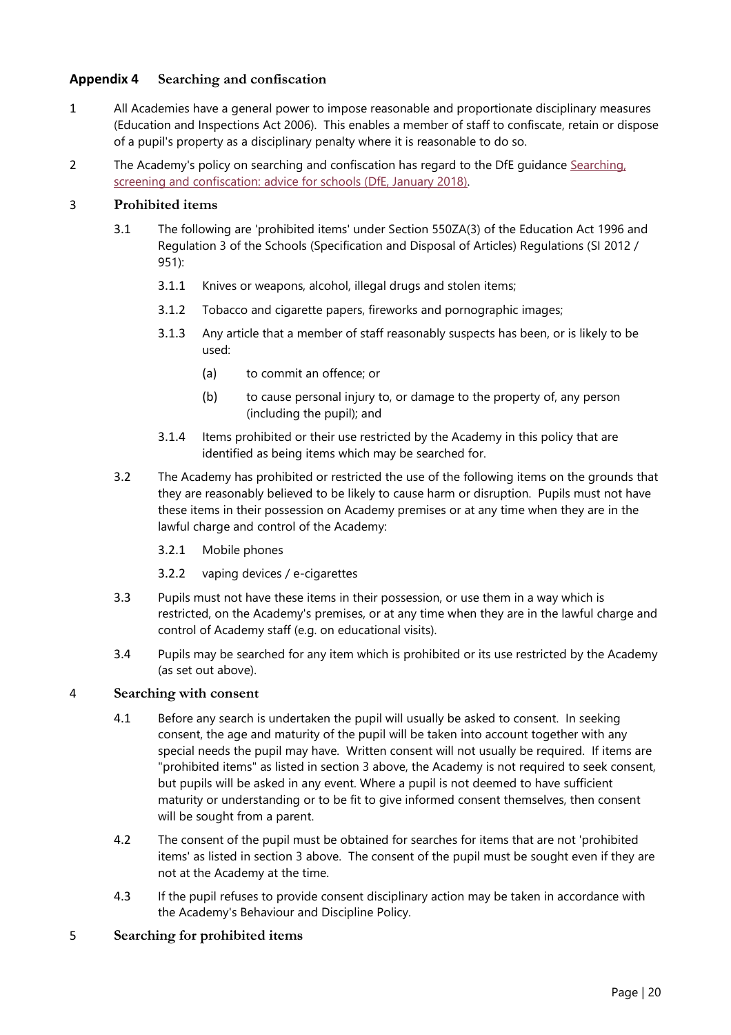## Appendix 4 Searching and confiscation

1 All Academies have a general power to impose reasonable and proportionate disciplinary measures (Education and Inspections Act 2006). This enables a member of staff to confiscate, retain or dispose of a pupil's property as a disciplinary penalty where it is reasonable to do so.

2 The Academy's policy on searching and confiscation has regard to the DfE guidance [Searching, screening and confiscation: advice for schools (DfE, January 2018)](Searching, screening and confiscation: advice for schools (DfE, January 2018)).

### 3 Prohibited items

3.1 The following are 'prohibited items' under Section 550ZA(3) of the Education Act 1996 and Regulation 3 of the Schools (Specification and Disposal of Articles) Regulations (SI 2012 / 951):

3.1.1 Knives or weapons, alcohol, illegal drugs and stolen items;

3.1.2 Tobacco and cigarette papers, fireworks and pornographic images;

3.1.3 Any article that a member of staff reasonably suspects has been, or is likely to be used:

(a) to commit an offence; or

(b) to cause personal injury to, or damage to the property of, any person (including the pupil); and

3.1.4 Items prohibited or their use restricted by the Academy in this policy that are identified as being items which may be searched for.

3.2 The Academy has prohibited or restricted the use of the following items on the grounds that they are reasonably believed to be likely to cause harm or disruption. Pupils must not have these items in their possession on Academy premises or at any time when they are in the lawful charge and control of the Academy:

3.2.1 Mobile phones

3.2.2 vaping devices / e-cigarettes

3.3 Pupils must not have these items in their possession, or use them in a way which is restricted, on the Academy's premises, or at any time when they are in the lawful charge and control of Academy staff (e.g. on educational visits).

3.4 Pupils may be searched for any item which is prohibited or its use restricted by the Academy (as set out above).

### 4 Searching with consent

4.1 Before any search is undertaken the pupil will usually be asked to consent. In seeking consent, the age and maturity of the pupil will be taken into account together with any special needs the pupil may have. Written consent will not usually be required. If items are "prohibited items" as listed in section 3 above, the Academy is not required to seek consent, but pupils will be asked in any event. Where a pupil is not deemed to have sufficient maturity or understanding or to be fit to give informed consent themselves, then consent will be sought from a parent.

4.2 The consent of the pupil must be obtained for searches for items that are not 'prohibited items' as listed in section 3 above. The consent of the pupil must be sought even if they are not at the Academy at the time.

4.3 If the pupil refuses to provide consent disciplinary action may be taken in accordance with the Academy's Behaviour and Discipline Policy.

### 5 Searching for prohibited items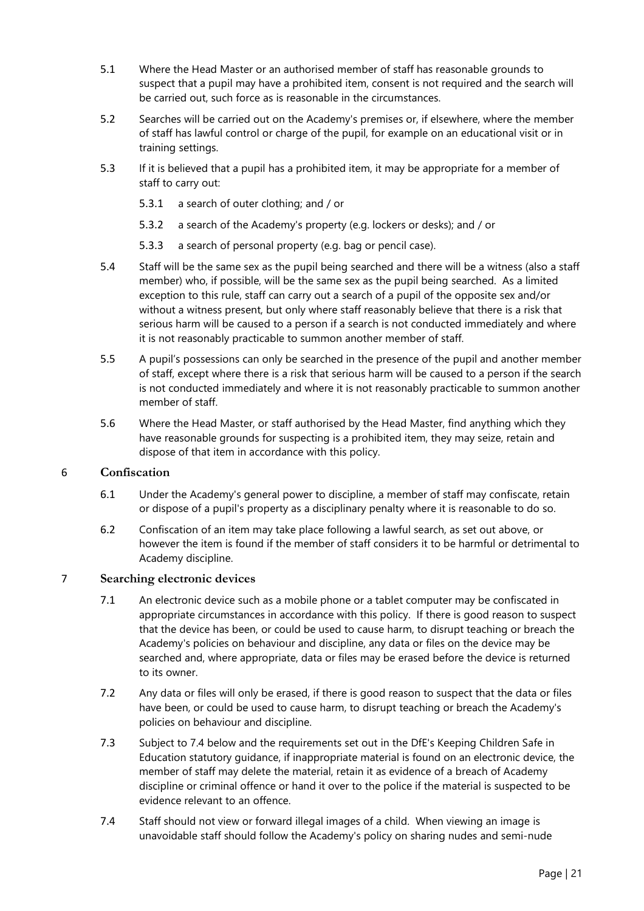5.1 Where the Head Master or an authorised member of staff has reasonable grounds to suspect that a pupil may have a prohibited item, consent is not required and the search will be carried out, such force as is reasonable in the circumstances.

5.2 Searches will be carried out on the Academy's premises or, if elsewhere, where the member of staff has lawful control or charge of the pupil, for example on an educational visit or in training settings.

5.3 If it is believed that a pupil has a prohibited item, it may be appropriate for a member of staff to carry out:

   5.3.1 a search of outer clothing; and / or

   5.3.2 a search of the Academy's property (e.g. lockers or desks); and / or

   5.3.3 a search of personal property (e.g. bag or pencil case).

5.4 Staff will be the same sex as the pupil being searched and there will be a witness (also a staff member) who, if possible, will be the same sex as the pupil being searched. As a limited exception to this rule, staff can carry out a search of a pupil of the opposite sex and/or without a witness present, but only where staff reasonably believe that there is a risk that serious harm will be caused to a person if a search is not conducted immediately and where it is not reasonably practicable to summon another member of staff.

5.5 A pupil's possessions can only be searched in the presence of the pupil and another member of staff, except where there is a risk that serious harm will be caused to a person if the search is not conducted immediately and where it is not reasonably practicable to summon another member of staff.

5.6 Where the Head Master, or staff authorised by the Head Master, find anything which they have reasonable grounds for suspecting is a prohibited item, they may seize, retain and dispose of that item in accordance with this policy.

## 6 Confiscation

6.1 Under the Academy's general power to discipline, a member of staff may confiscate, retain or dispose of a pupil's property as a disciplinary penalty where it is reasonable to do so.

6.2 Confiscation of an item may take place following a lawful search, as set out above, or however the item is found if the member of staff considers it to be harmful or detrimental to Academy discipline.

## 7 Searching electronic devices

7.1 An electronic device such as a mobile phone or a tablet computer may be confiscated in appropriate circumstances in accordance with this policy. If there is good reason to suspect that the device has been, or could be used to cause harm, to disrupt teaching or breach the Academy's policies on behaviour and discipline, any data or files on the device may be searched and, where appropriate, data or files may be erased before the device is returned to its owner.

7.2 Any data or files will only be erased, if there is good reason to suspect that the data or files have been, or could be used to cause harm, to disrupt teaching or breach the Academy's policies on behaviour and discipline.

7.3 Subject to 7.4 below and the requirements set out in the DfE's Keeping Children Safe in Education statutory guidance, if inappropriate material is found on an electronic device, the member of staff may delete the material, retain it as evidence of a breach of Academy discipline or criminal offence or hand it over to the police if the material is suspected to be evidence relevant to an offence.

7.4 Staff should not view or forward illegal images of a child. When viewing an image is unavoidable staff should follow the Academy's policy on sharing nudes and semi-nude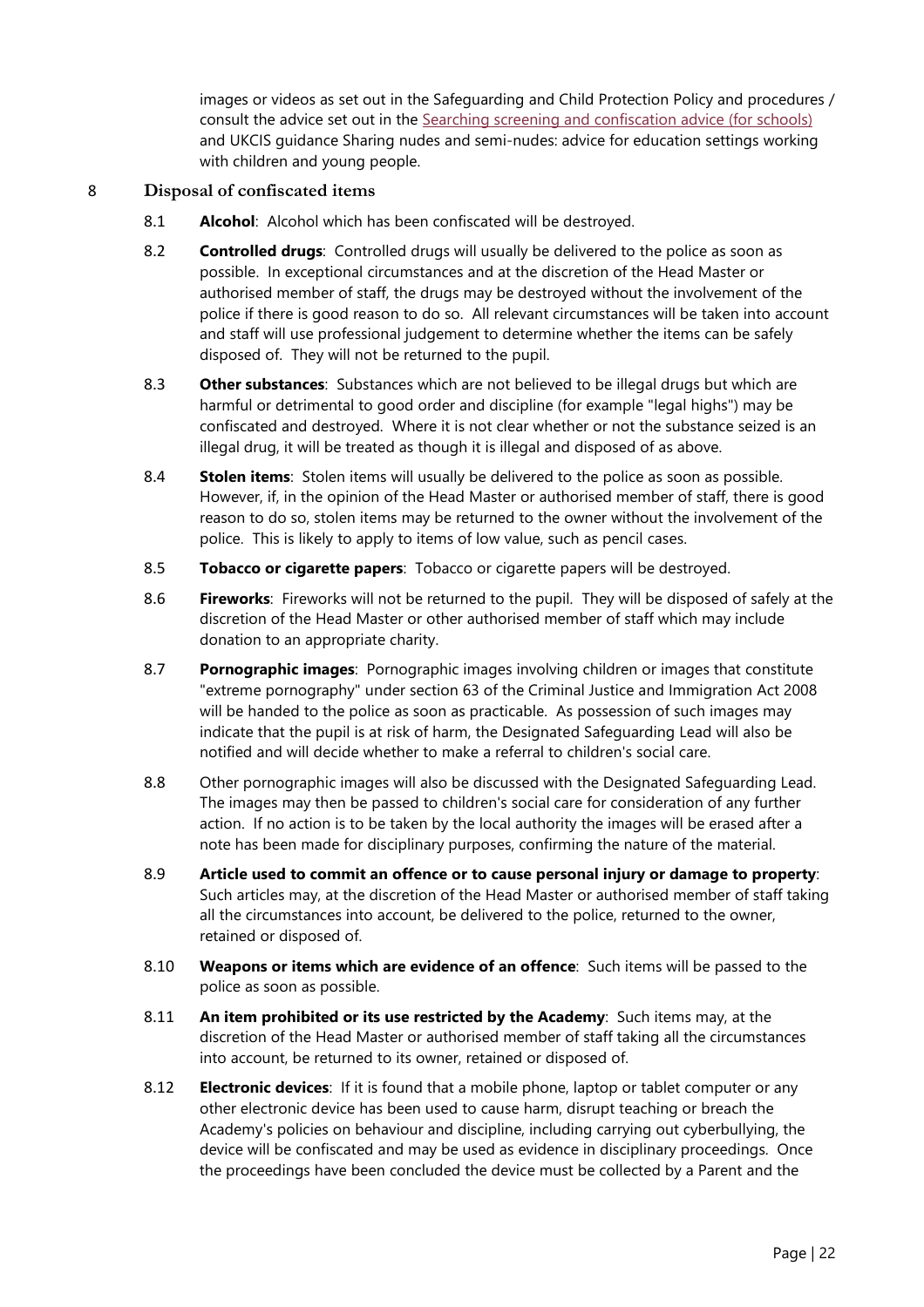images or videos as set out in the Safeguarding and Child Protection Policy and procedures / consult the advice set out in the [Searching screening and confiscation advice (for schools)] and UKCIS guidance Sharing nudes and semi-nudes: advice for education settings working with children and young people.

## 8 Disposal of confiscated items

8.1 **Alcohol**: Alcohol which has been confiscated will be destroyed.

8.2 **Controlled drugs**: Controlled drugs will usually be delivered to the police as soon as possible. In exceptional circumstances and at the discretion of the Head Master or authorised member of staff, the drugs may be destroyed without the involvement of the police if there is good reason to do so. All relevant circumstances will be taken into account and staff will use professional judgement to determine whether the items can be safely disposed of. They will not be returned to the pupil.

8.3 **Other substances**: Substances which are not believed to be illegal drugs but which are harmful or detrimental to good order and discipline (for example "legal highs") may be confiscated and destroyed. Where it is not clear whether or not the substance seized is an illegal drug, it will be treated as though it is illegal and disposed of as above.

8.4 **Stolen items**: Stolen items will usually be delivered to the police as soon as possible. However, if, in the opinion of the Head Master or authorised member of staff, there is good reason to do so, stolen items may be returned to the owner without the involvement of the police. This is likely to apply to items of low value, such as pencil cases.

8.5 **Tobacco or cigarette papers**: Tobacco or cigarette papers will be destroyed.

8.6 **Fireworks**: Fireworks will not be returned to the pupil. They will be disposed of safely at the discretion of the Head Master or other authorised member of staff which may include donation to an appropriate charity.

8.7 **Pornographic images**: Pornographic images involving children or images that constitute "extreme pornography" under section 63 of the Criminal Justice and Immigration Act 2008 will be handed to the police as soon as practicable. As possession of such images may indicate that the pupil is at risk of harm, the Designated Safeguarding Lead will also be notified and will decide whether to make a referral to children's social care.

8.8 Other pornographic images will also be discussed with the Designated Safeguarding Lead. The images may then be passed to children's social care for consideration of any further action. If no action is to be taken by the local authority the images will be erased after a note has been made for disciplinary purposes, confirming the nature of the material.

8.9 **Article used to commit an offence or to cause personal injury or damage to property**: Such articles may, at the discretion of the Head Master or authorised member of staff taking all the circumstances into account, be delivered to the police, returned to the owner, retained or disposed of.

8.10 **Weapons or items which are evidence of an offence**: Such items will be passed to the police as soon as possible.

8.11 **An item prohibited or its use restricted by the Academy**: Such items may, at the discretion of the Head Master or authorised member of staff taking all the circumstances into account, be returned to its owner, retained or disposed of.

8.12 **Electronic devices**: If it is found that a mobile phone, laptop or tablet computer or any other electronic device has been used to cause harm, disrupt teaching or breach the Academy's policies on behaviour and discipline, including carrying out cyberbullying, the device will be confiscated and may be used as evidence in disciplinary proceedings. Once the proceedings have been concluded the device must be collected by a Parent and the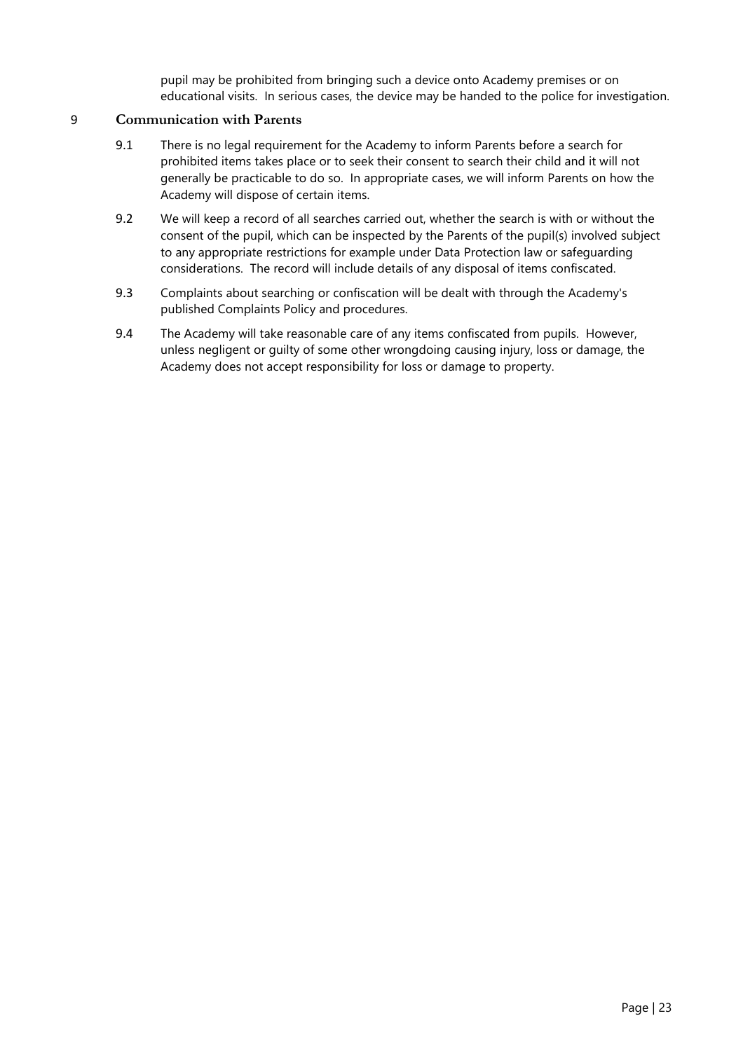pupil may be prohibited from bringing such a device onto Academy premises or on educational visits. In serious cases, the device may be handed to the police for investigation.

## 9 Communication with Parents

9.1 There is no legal requirement for the Academy to inform Parents before a search for prohibited items takes place or to seek their consent to search their child and it will not generally be practicable to do so. In appropriate cases, we will inform Parents on how the Academy will dispose of certain items.

9.2 We will keep a record of all searches carried out, whether the search is with or without the consent of the pupil, which can be inspected by the Parents of the pupil(s) involved subject to any appropriate restrictions for example under Data Protection law or safeguarding considerations. The record will include details of any disposal of items confiscated.

9.3 Complaints about searching or confiscation will be dealt with through the Academy's published Complaints Policy and procedures.

9.4 The Academy will take reasonable care of any items confiscated from pupils. However, unless negligent or guilty of some other wrongdoing causing injury, loss or damage, the Academy does not accept responsibility for loss or damage to property.